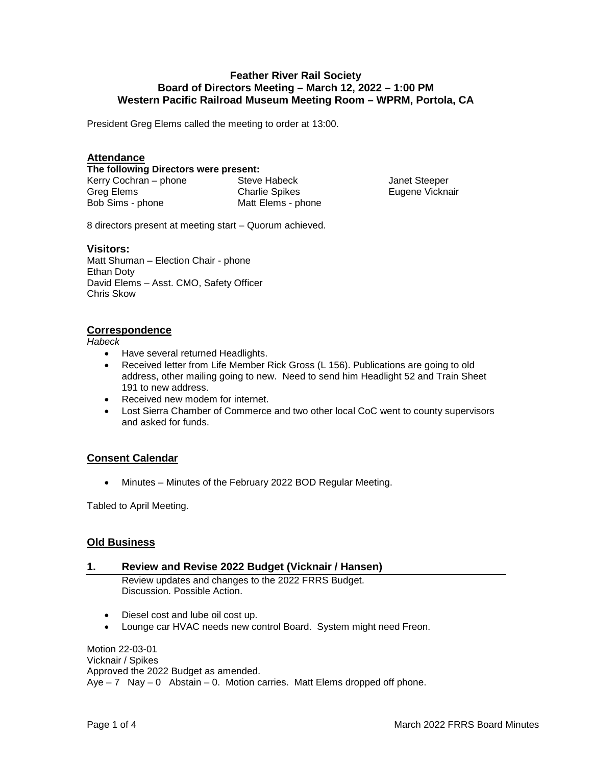# Feather River Rail Society
## Board of Directors Meeting – March 12, 2022 – 1:00 PM
## Western Pacific Railroad Museum Meeting Room – WPRM, Portola, CA

President Greg Elems called the meeting to order at 13:00.

### Attendance

**The following Directors were present:**

| | | |
|---|---|---|
| Kerry Cochran – phone | Steve Habeck | Janet Steeper |
| Greg Elems | Charlie Spikes | Eugene Vicknair |
| Bob Sims - phone | Matt Elems - phone | |

8 directors present at meeting start – Quorum achieved.

### Visitors:

Matt Shuman – Election Chair - phone
Ethan Doty
David Elems – Asst. CMO, Safety Officer
Chris Skow

### Correspondence

*Habeck*

- Have several returned Headlights.
- Received letter from Life Member Rick Gross (L 156). Publications are going to old address, other mailing going to new. Need to send him Headlight 52 and Train Sheet 191 to new address.
- Received new modem for internet.
- Lost Sierra Chamber of Commerce and two other local CoC went to county supervisors and asked for funds.

### Consent Calendar

- Minutes – Minutes of the February 2022 BOD Regular Meeting.

Tabled to April Meeting.

### Old Business

#### 1. Review and Revise 2022 Budget (Vicknair / Hansen)

Review updates and changes to the 2022 FRRS Budget.
Discussion. Possible Action.

- Diesel cost and lube oil cost up.
- Lounge car HVAC needs new control Board. System might need Freon.

Motion 22-03-01
Vicknair / Spikes
Approved the 2022 Budget as amended.
Aye – 7 Nay – 0 Abstain – 0. Motion carries. Matt Elems dropped off phone.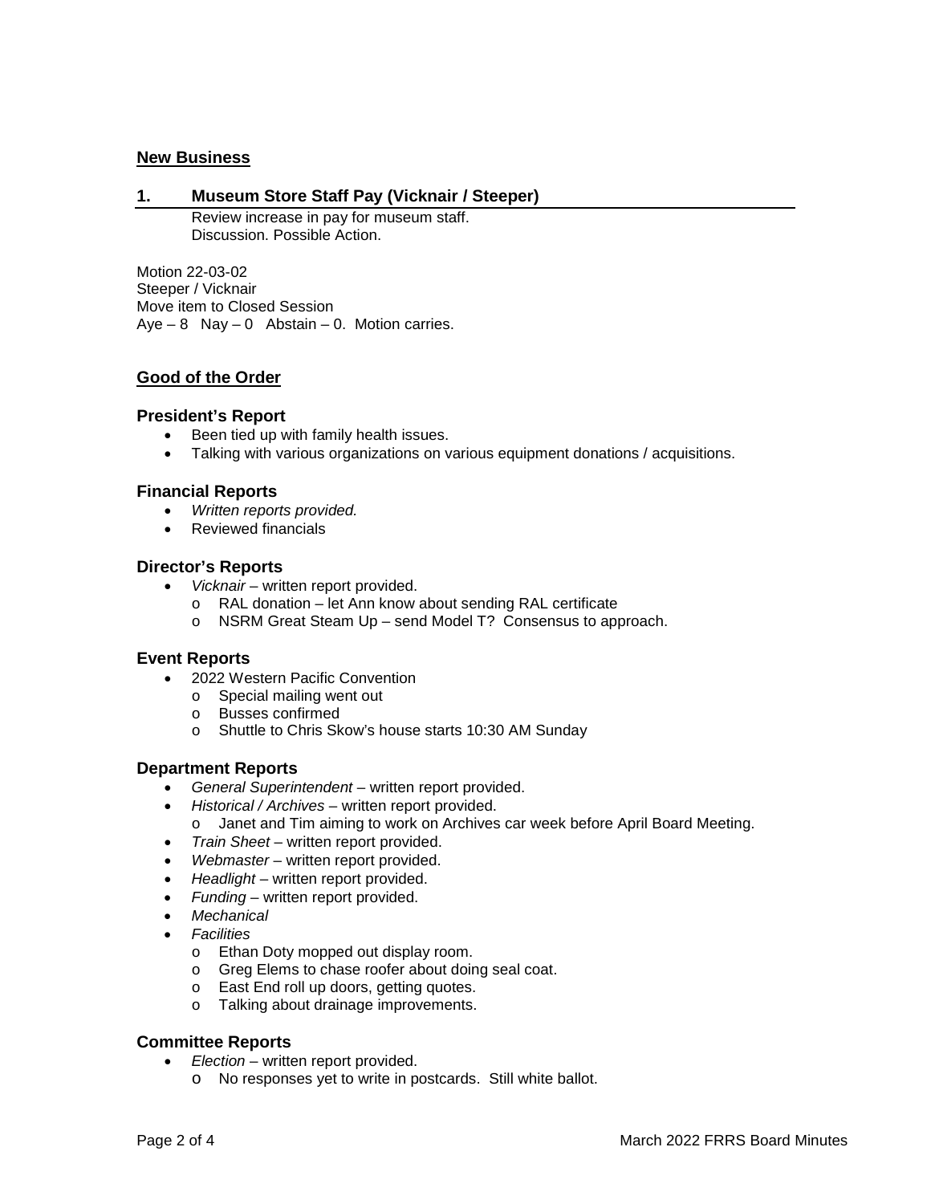## New Business

### 1. Museum Store Staff Pay (Vicknair / Steeper)

Review increase in pay for museum staff.
Discussion. Possible Action.

Motion 22-03-02
Steeper / Vicknair
Move item to Closed Session
Aye – 8 Nay – 0 Abstain – 0. Motion carries.

## Good of the Order

### President's Report

- Been tied up with family health issues.
- Talking with various organizations on various equipment donations / acquisitions.

### Financial Reports

- *Written reports provided.*
- Reviewed financials

### Director's Reports

- *Vicknair* – written report provided.
  - RAL donation – let Ann know about sending RAL certificate
  - NSRM Great Steam Up – send Model T? Consensus to approach.

### Event Reports

- 2022 Western Pacific Convention
  - Special mailing went out
  - Busses confirmed
  - Shuttle to Chris Skow's house starts 10:30 AM Sunday

### Department Reports

- *General Superintendent* – written report provided.
- *Historical / Archives* – written report provided.
  - Janet and Tim aiming to work on Archives car week before April Board Meeting.
- *Train Sheet* – written report provided.
- *Webmaster* – written report provided.
- *Headlight* – written report provided.
- *Funding* – written report provided.
- *Mechanical*
- *Facilities*
  - Ethan Doty mopped out display room.
  - Greg Elems to chase roofer about doing seal coat.
  - East End roll up doors, getting quotes.
  - Talking about drainage improvements.

### Committee Reports

- *Election* – written report provided.
  - No responses yet to write in postcards. Still white ballot.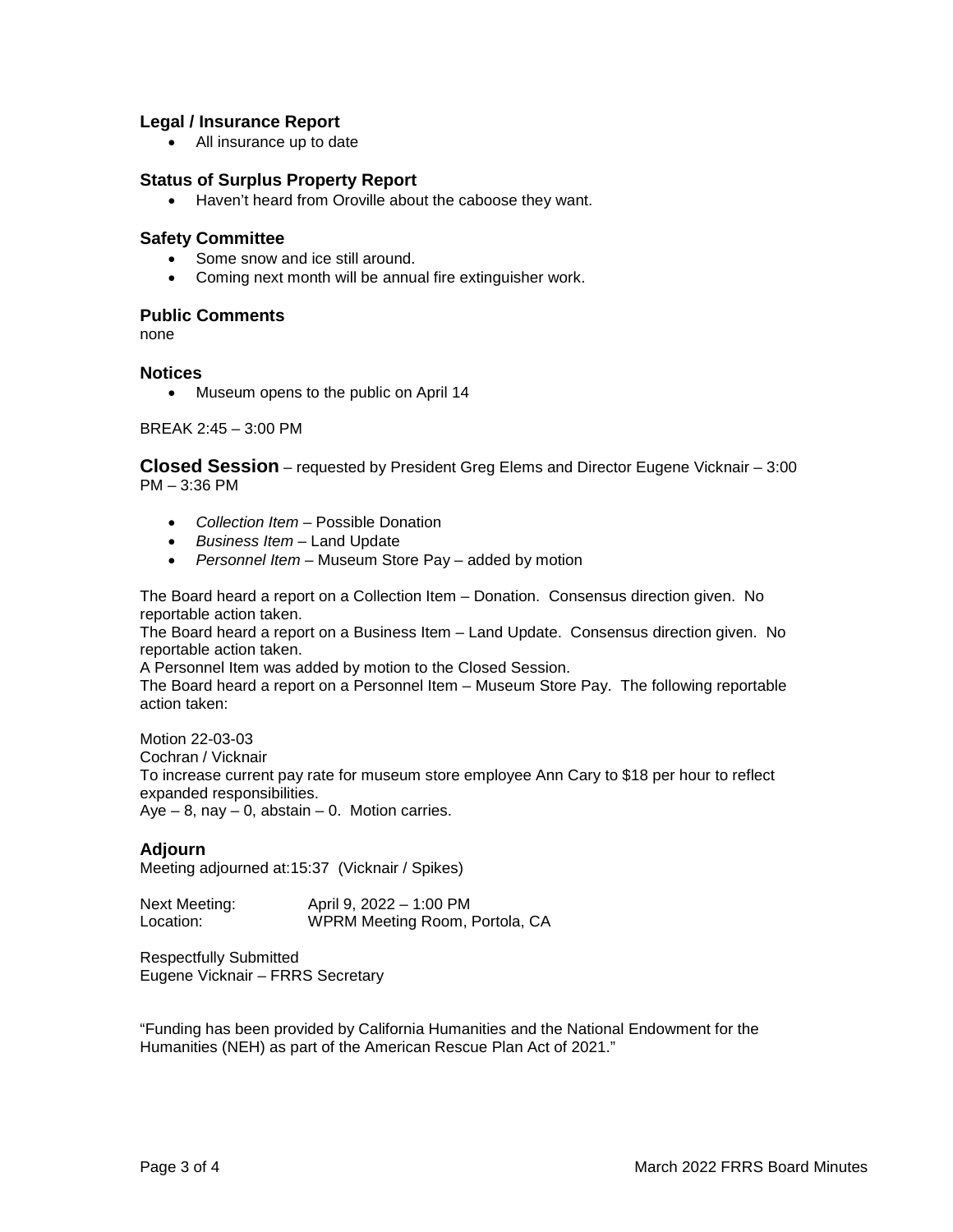### Legal / Insurance Report

- All insurance up to date

### Status of Surplus Property Report

- Haven't heard from Oroville about the caboose they want.

### Safety Committee

- Some snow and ice still around.
- Coming next month will be annual fire extinguisher work.

### Public Comments

none

### Notices

- Museum opens to the public on April 14

BREAK 2:45 – 3:00 PM

## Closed Session – requested by President Greg Elems and Director Eugene Vicknair – 3:00 PM – 3:36 PM

- *Collection Item* – Possible Donation
- *Business Item* – Land Update
- *Personnel Item* – Museum Store Pay – added by motion

The Board heard a report on a Collection Item – Donation. Consensus direction given. No reportable action taken.
The Board heard a report on a Business Item – Land Update. Consensus direction given. No reportable action taken.
A Personnel Item was added by motion to the Closed Session.
The Board heard a report on a Personnel Item – Museum Store Pay. The following reportable action taken:

Motion 22-03-03
Cochran / Vicknair
To increase current pay rate for museum store employee Ann Cary to $18 per hour to reflect expanded responsibilities.
Aye – 8, nay – 0, abstain – 0. Motion carries.

### Adjourn

Meeting adjourned at:15:37 (Vicknair / Spikes)

Next Meeting: April 9, 2022 – 1:00 PM
Location: WPRM Meeting Room, Portola, CA

Respectfully Submitted
Eugene Vicknair – FRRS Secretary

"Funding has been provided by California Humanities and the National Endowment for the Humanities (NEH) as part of the American Rescue Plan Act of 2021."